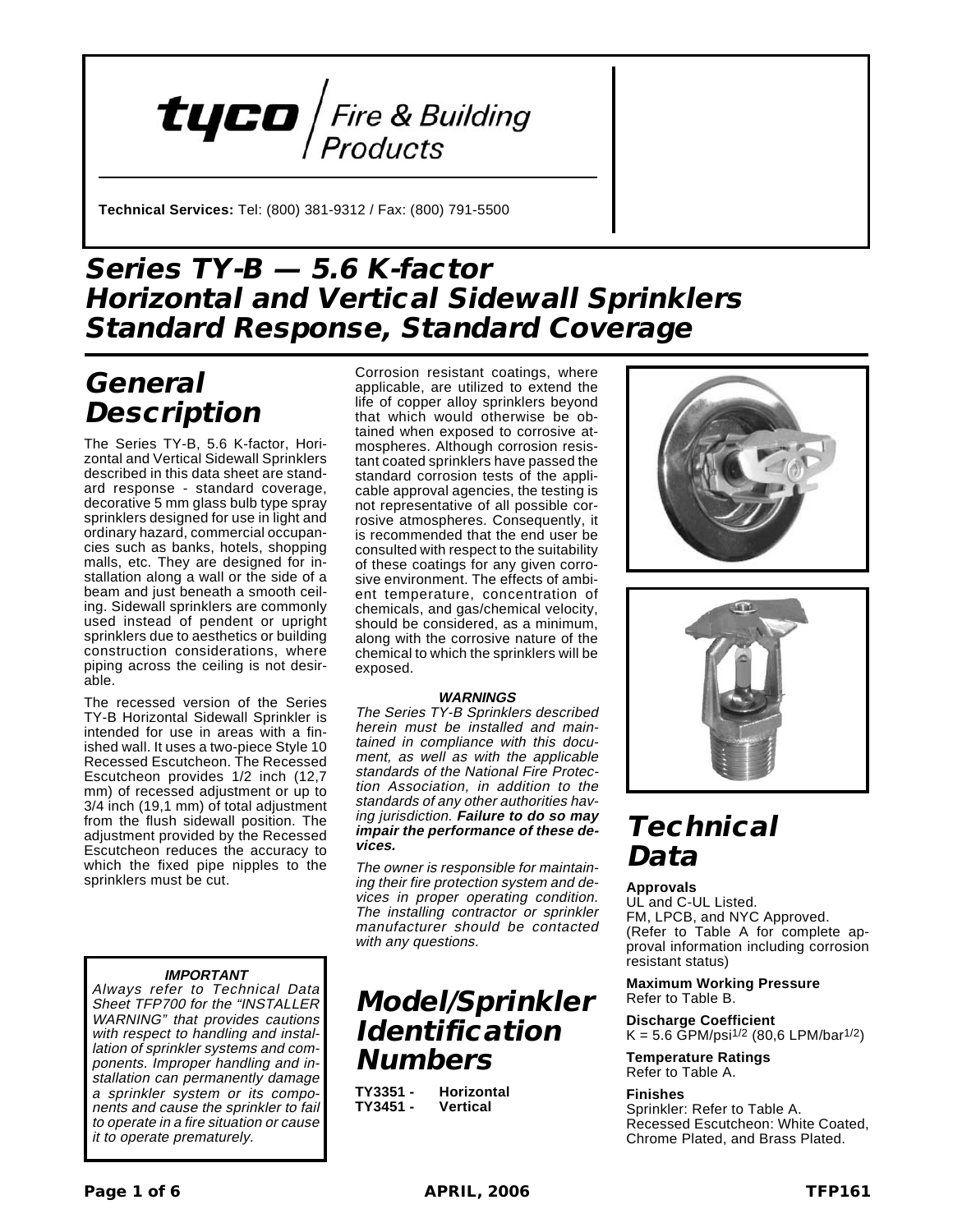tyco / Fire & Building Products

**Technical Services:** Tel: (800) 381-9312 / Fax: (800) 791-5500

# Series TY-B — 5.6 K-factor Horizontal and Vertical Sidewall Sprinklers Standard Response, Standard Coverage

## General Description

The Series TY-B, 5.6 K-factor, Horizontal and Vertical Sidewall Sprinklers described in this data sheet are standard response - standard coverage, decorative 5 mm glass bulb type spray sprinklers designed for use in light and ordinary hazard, commercial occupancies such as banks, hotels, shopping malls, etc. They are designed for installation along a wall or the side of a beam and just beneath a smooth ceiling. Sidewall sprinklers are commonly used instead of pendent or upright sprinklers due to aesthetics or building construction considerations, where piping across the ceiling is not desirable.

The recessed version of the Series TY-B Horizontal Sidewall Sprinkler is intended for use in areas with a finished wall. It uses a two-piece Style 10 Recessed Escutcheon. The Recessed Escutcheon provides 1/2 inch (12,7 mm) of recessed adjustment or up to 3/4 inch (19,1 mm) of total adjustment from the flush sidewall position. The adjustment provided by the Recessed Escutcheon reduces the accuracy to which the fixed pipe nipples to the sprinklers must be cut.

Corrosion resistant coatings, where applicable, are utilized to extend the life of copper alloy sprinklers beyond that which would otherwise be obtained when exposed to corrosive atmospheres. Although corrosion resistant coated sprinklers have passed the standard corrosion tests of the applicable approval agencies, the testing is not representative of all possible corrosive atmospheres. Consequently, it is recommended that the end user be consulted with respect to the suitability of these coatings for any given corrosive environment. The effects of ambient temperature, concentration of chemicals, and gas/chemical velocity, should be considered, as a minimum, along with the corrosive nature of the chemical to which the sprinklers will be exposed.

**WARNINGS**

*The Series TY-B Sprinklers described herein must be installed and maintained in compliance with this document, as well as with the applicable standards of the National Fire Protection Association, in addition to the standards of any other authorities having jurisdiction.* ***Failure to do so may impair the performance of these devices.***

*The owner is responsible for maintaining their fire protection system and devices in proper operating condition. The installing contractor or sprinkler manufacturer should be contacted with any questions.*

**IMPORTANT**

*Always refer to Technical Data Sheet TFP700 for the "INSTALLER WARNING" that provides cautions with respect to handling and installation of sprinkler systems and components. Improper handling and installation can permanently damage a sprinkler system or its components and cause the sprinkler to fail to operate in a fire situation or cause it to operate prematurely.*

## Model/Sprinkler Identification Numbers

**TY3351 -** **Horizontal**
**TY3451 -** **Vertical**

## Technical Data

**Approvals**
UL and C-UL Listed.
FM, LPCB, and NYC Approved.
(Refer to Table A for complete approval information including corrosion resistant status)

**Maximum Working Pressure**
Refer to Table B.

**Discharge Coefficient**
K = 5.6 GPM/psi$^{1/2}$ (80,6 LPM/bar$^{1/2}$)

**Temperature Ratings**
Refer to Table A.

**Finishes**
Sprinkler: Refer to Table A.
Recessed Escutcheon: White Coated, Chrome Plated, and Brass Plated.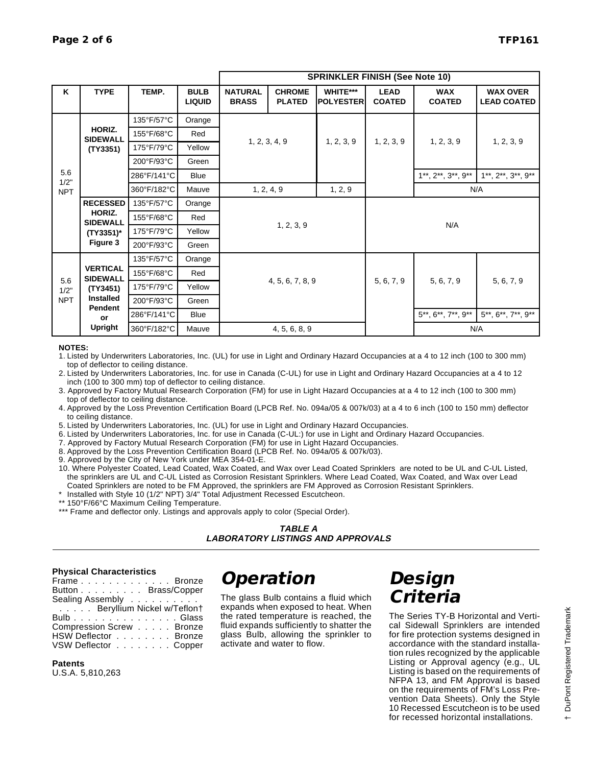| K | TYPE | TEMP. | BULB LIQUID | SPRINKLER FINISH (See Note 10) | | | | | |
|---|---|---|---|---|---|---|---|---|---|
| | | | | NATURAL BRASS | CHROME PLATED | WHITE*** POLYESTER | LEAD COATED | WAX COATED | WAX OVER LEAD COATED |
| 5.6 1/2" NPT | HORIZ. SIDEWALL (TY3351) | 135°F/57°C | Orange | 1, 2, 3, 4, 9 | | 1, 2, 3, 9 | 1, 2, 3, 9 | 1, 2, 3, 9 | 1, 2, 3, 9 |
| | | 155°F/68°C | Red | 1, 2, 3, 4, 9 | | 1, 2, 3, 9 | 1, 2, 3, 9 | 1, 2, 3, 9 | 1, 2, 3, 9 |
| | | 175°F/79°C | Yellow | 1, 2, 3, 4, 9 | | 1, 2, 3, 9 | 1, 2, 3, 9 | 1, 2, 3, 9 | 1, 2, 3, 9 |
| | | 200°F/93°C | Green | 1, 2, 3, 4, 9 | | 1, 2, 3, 9 | 1, 2, 3, 9 | 1, 2, 3, 9 | 1, 2, 3, 9 |
| | | 286°F/141°C | Blue | 1, 2, 3, 4, 9 | | 1, 2, 3, 9 | 1, 2, 3, 9 | 1**, 2**, 3**, 9** | 1**, 2**, 3**, 9** |
| | | 360°F/182°C | Mauve | 1, 2, 4, 9 | | 1, 2, 9 | 1, 2, 3, 9 | N/A | |
| | RECESSED HORIZ. SIDEWALL (TY3351)* Figure 3 | 135°F/57°C | Orange | 1, 2, 3, 9 | | | N/A | | |
| | | 155°F/68°C | Red | 1, 2, 3, 9 | | | N/A | | |
| | | 175°F/79°C | Yellow | 1, 2, 3, 9 | | | N/A | | |
| | | 200°F/93°C | Green | 1, 2, 3, 9 | | | N/A | | |
| 5.6 1/2" NPT | VERTICAL SIDEWALL (TY3451) Installed Pendent or Upright | 135°F/57°C | Orange | 4, 5, 6, 7, 8, 9 | | | 5, 6, 7, 9 | 5, 6, 7, 9 | 5, 6, 7, 9 |
| | | 155°F/68°C | Red | 4, 5, 6, 7, 8, 9 | | | 5, 6, 7, 9 | 5, 6, 7, 9 | 5, 6, 7, 9 |
| | | 175°F/79°C | Yellow | 4, 5, 6, 7, 8, 9 | | | 5, 6, 7, 9 | 5, 6, 7, 9 | 5, 6, 7, 9 |
| | | 200°F/93°C | Green | 4, 5, 6, 7, 8, 9 | | | 5, 6, 7, 9 | 5, 6, 7, 9 | 5, 6, 7, 9 |
| | | 286°F/141°C | Blue | 4, 5, 6, 7, 8, 9 | | | 5, 6, 7, 9 | 5**, 6**, 7**, 9** | 5**, 6**, 7**, 9** |
| | | 360°F/182°C | Mauve | 4, 5, 6, 8, 9 | | | 5, 6, 7, 9 | N/A | |

**NOTES:**

1. Listed by Underwriters Laboratories, Inc. (UL) for use in Light and Ordinary Hazard Occupancies at a 4 to 12 inch (100 to 300 mm) top of deflector to ceiling distance.
2. Listed by Underwriters Laboratories, Inc. for use in Canada (C-UL) for use in Light and Ordinary Hazard Occupancies at a 4 to 12 inch (100 to 300 mm) top of deflector to ceiling distance.
3. Approved by Factory Mutual Research Corporation (FM) for use in Light Hazard Occupancies at a 4 to 12 inch (100 to 300 mm) top of deflector to ceiling distance.
4. Approved by the Loss Prevention Certification Board (LPCB Ref. No. 094a/05 & 007k/03) at a 4 to 6 inch (100 to 150 mm) deflector to ceiling distance.
5. Listed by Underwriters Laboratories, Inc. (UL) for use in Light and Ordinary Hazard Occupancies.
6. Listed by Underwriters Laboratories, Inc. for use in Canada (C-UL:) for use in Light and Ordinary Hazard Occupancies.
7. Approved by Factory Mutual Research Corporation (FM) for use in Light Hazard Occupancies.
8. Approved by the Loss Prevention Certification Board (LPCB Ref. No. 094a/05 & 007k/03).
9. Approved by the City of New York under MEA 354-01-E.
10. Where Polyester Coated, Lead Coated, Wax Coated, and Wax over Lead Coated Sprinklers are noted to be UL and C-UL Listed, the sprinklers are UL and C-UL Listed as Corrosion Resistant Sprinklers. Where Lead Coated, Wax Coated, and Wax over Lead Coated Sprinklers are noted to be FM Approved, the sprinklers are FM Approved as Corrosion Resistant Sprinklers.

\* Installed with Style 10 (1/2" NPT) 3/4" Total Adjustment Recessed Escutcheon.

\*\* 150°F/66°C Maximum Ceiling Temperature.

\*\*\* Frame and deflector only. Listings and approvals apply to color (Special Order).

**TABLE A**
**LABORATORY LISTINGS AND APPROVALS**

**Physical Characteristics**

Frame . . . . . . . . . . . . . Bronze
Button . . . . . . . . . Brass/Copper
Sealing Assembly . . . . . . . . . . . . . . . Beryllium Nickel w/Teflon†
Bulb . . . . . . . . . . . . . . . Glass
Compression Screw . . . . . Bronze
HSW Deflector . . . . . . . . Bronze
VSW Deflector . . . . . . . . Copper

**Patents**

U.S.A. 5,810,263

# Operation

The glass Bulb contains a fluid which expands when exposed to heat. When the rated temperature is reached, the fluid expands sufficiently to shatter the glass Bulb, allowing the sprinkler to activate and water to flow.

# Design Criteria

The Series TY-B Horizontal and Vertical Sidewall Sprinklers are intended for fire protection systems designed in accordance with the standard installation rules recognized by the applicable Listing or Approval agency (e.g., UL Listing is based on the requirements of NFPA 13, and FM Approval is based on the requirements of FM's Loss Prevention Data Sheets). Only the Style 10 Recessed Escutcheon is to be used for recessed horizontal installations.

† DuPont Registered Trademark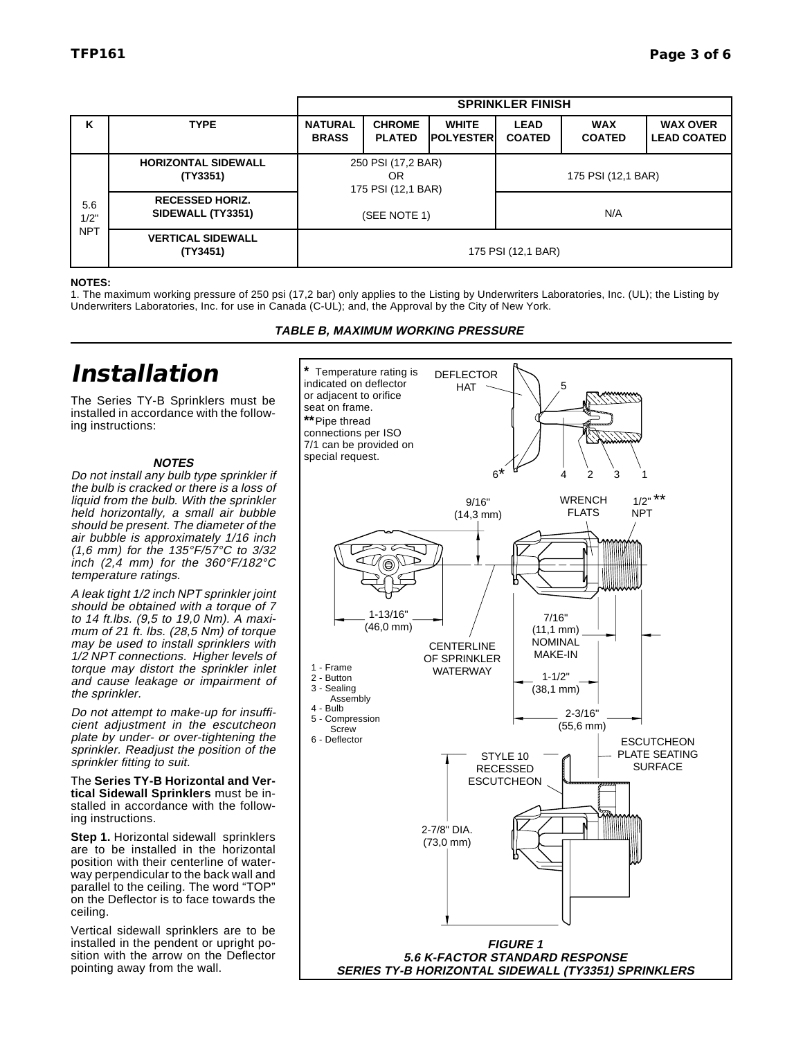| K | TYPE | SPRINKLER FINISH | | | | | |
|---|---|---|---|---|---|---|---|
| | | NATURAL BRASS | CHROME PLATED | WHITE POLYESTER | LEAD COATED | WAX COATED | WAX OVER LEAD COATED |
| 5.6 1/2" NPT | HORIZONTAL SIDEWALL (TY3351) | 250 PSI (17,2 BAR) OR 175 PSI (12,1 BAR) (SEE NOTE 1) | | | 175 PSI (12,1 BAR) | | |
| | RECESSED HORIZ. SIDEWALL (TY3351) | | | | N/A | | |
| | VERTICAL SIDEWALL (TY3451) | 175 PSI (12,1 BAR) | | | | | |

**NOTES:**
1. The maximum working pressure of 250 psi (17,2 bar) only applies to the Listing by Underwriters Laboratories, Inc. (UL); the Listing by Underwriters Laboratories, Inc. for use in Canada (C-UL); and, the Approval by the City of New York.

***TABLE B, MAXIMUM WORKING PRESSURE***

# Installation

The Series TY-B Sprinklers must be installed in accordance with the following instructions:

***NOTES***

*Do not install any bulb type sprinkler if the bulb is cracked or there is a loss of liquid from the bulb. With the sprinkler held horizontally, a small air bubble should be present. The diameter of the air bubble is approximately 1/16 inch (1,6 mm) for the 135°F/57°C to 3/32 inch (2,4 mm) for the 360°F/182°C temperature ratings.*

*A leak tight 1/2 inch NPT sprinkler joint should be obtained with a torque of 7 to 14 ft.lbs. (9,5 to 19,0 Nm). A maximum of 21 ft. lbs. (28,5 Nm) of torque may be used to install sprinklers with 1/2 NPT connections. Higher levels of torque may distort the sprinkler inlet and cause leakage or impairment of the sprinkler.*

*Do not attempt to make-up for insufficient adjustment in the escutcheon plate by under- or over-tightening the sprinkler. Readjust the position of the sprinkler fitting to suit.*

The **Series TY-B Horizontal and Vertical Sidewall Sprinklers** must be installed in accordance with the following instructions.

**Step 1.** Horizontal sidewall sprinklers are to be installed in the horizontal position with their centerline of waterway perpendicular to the back wall and parallel to the ceiling. The word "TOP" on the Deflector is to face towards the ceiling.

Vertical sidewall sprinklers are to be installed in the pendent or upright position with the arrow on the Deflector pointing away from the wall.

\* Temperature rating is indicated on deflector or adjacent to orifice seat on frame.
\*\* Pipe thread connections per ISO 7/1 can be provided on special request.

DEFLECTOR HAT; 1 - Frame; 2 - Button; 3 - Sealing Assembly; 4 - Bulb; 5 - Compression Screw; 6 - Deflector

9/16" (14,3 mm); WRENCH FLATS; 1/2" NPT**; 1-13/16" (46,0 mm); CENTERLINE OF SPRINKLER WATERWAY; 7/16" (11,1 mm) NOMINAL MAKE-IN; 1-1/2" (38,1 mm); 2-3/16" (55,6 mm); ESCUTCHEON PLATE SEATING SURFACE; STYLE 10 RECESSED ESCUTCHEON; 2-7/8" DIA. (73,0 mm)

***FIGURE 1***
***5.6 K-FACTOR STANDARD RESPONSE***
***SERIES TY-B HORIZONTAL SIDEWALL (TY3351) SPRINKLERS***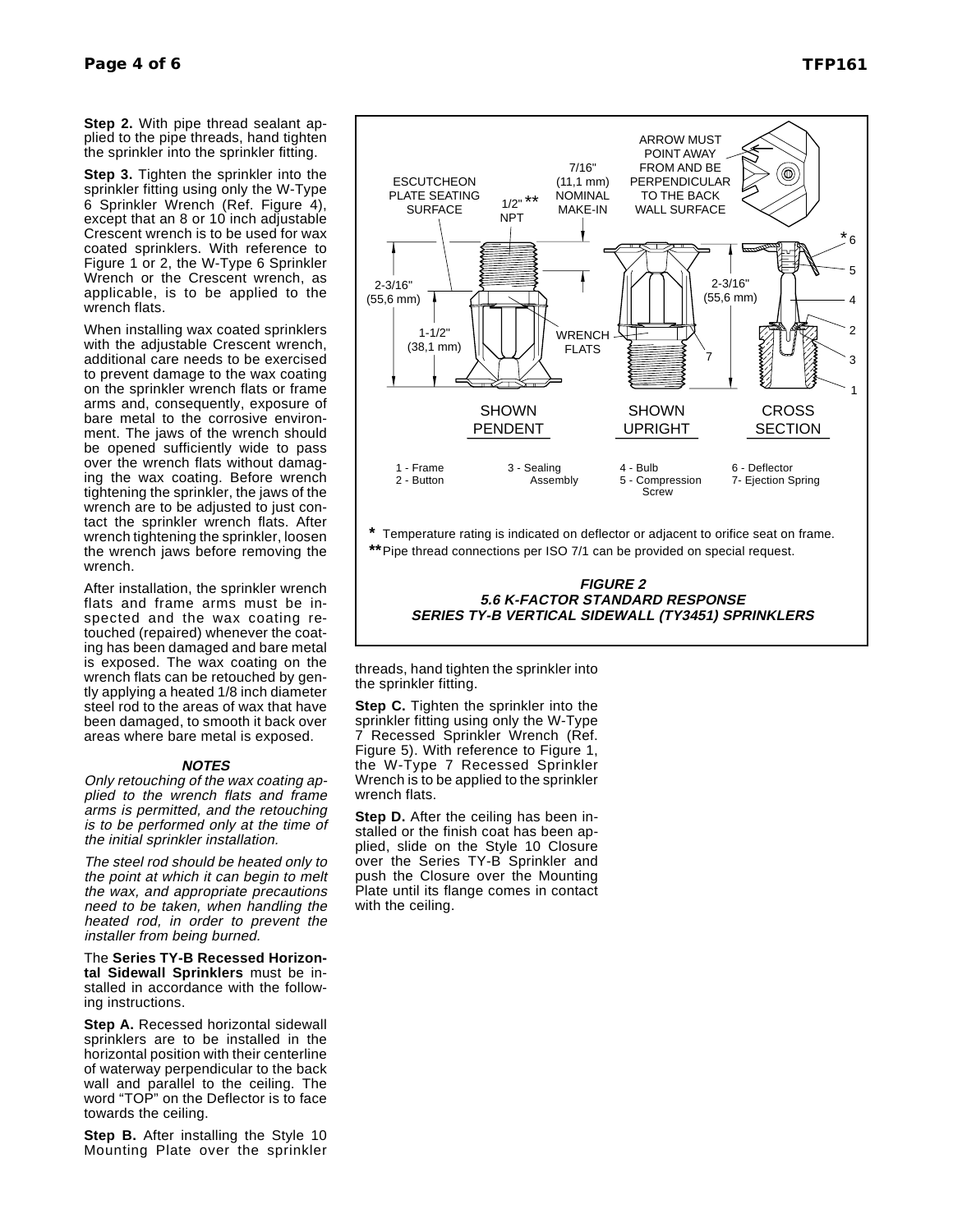**Step 2.** With pipe thread sealant applied to the pipe threads, hand tighten the sprinkler into the sprinkler fitting.

**Step 3.** Tighten the sprinkler into the sprinkler fitting using only the W-Type 6 Sprinkler Wrench (Ref. Figure 4), except that an 8 or 10 inch adjustable Crescent wrench is to be used for wax coated sprinklers. With reference to Figure 1 or 2, the W-Type 6 Sprinkler Wrench or the Crescent wrench, as applicable, is to be applied to the wrench flats.

When installing wax coated sprinklers with the adjustable Crescent wrench, additional care needs to be exercised to prevent damage to the wax coating on the sprinkler wrench flats or frame arms and, consequently, exposure of bare metal to the corrosive environment. The jaws of the wrench should be opened sufficiently wide to pass over the wrench flats without damaging the wax coating. Before wrench tightening the sprinkler, the jaws of the wrench are to be adjusted to just contact the sprinkler wrench flats. After wrench tightening the sprinkler, loosen the wrench jaws before removing the wrench.

After installation, the sprinkler wrench flats and frame arms must be inspected and the wax coating retouched (repaired) whenever the coating has been damaged and bare metal is exposed. The wax coating on the wrench flats can be retouched by gently applying a heated 1/8 inch diameter steel rod to the areas of wax that have been damaged, to smooth it back over areas where bare metal is exposed.

***NOTES***

*Only retouching of the wax coating applied to the wrench flats and frame arms is permitted, and the retouching is to be performed only at the time of the initial sprinkler installation.*

*The steel rod should be heated only to the point at which it can begin to melt the wax, and appropriate precautions need to be taken, when handling the heated rod, in order to prevent the installer from being burned.*

The **Series TY-B Recessed Horizontal Sidewall Sprinklers** must be installed in accordance with the following instructions.

**Step A.** Recessed horizontal sidewall sprinklers are to be installed in the horizontal position with their centerline of waterway perpendicular to the back wall and parallel to the ceiling. The word "TOP" on the Deflector is to face towards the ceiling.

**Step B.** After installing the Style 10 Mounting Plate over the sprinkler threads, hand tighten the sprinkler into the sprinkler fitting.

**Step C.** Tighten the sprinkler into the sprinkler fitting using only the W-Type 7 Recessed Sprinkler Wrench (Ref. Figure 5). With reference to Figure 1, the W-Type 7 Recessed Sprinkler Wrench is to be applied to the sprinkler wrench flats.

**Step D.** After the ceiling has been installed or the finish coat has been applied, slide on the Style 10 Closure over the Series TY-B Sprinkler and push the Closure over the Mounting Plate until its flange comes in contact with the ceiling.

ESCUTCHEON PLATE SEATING SURFACE; 1/2"** NPT; 7/16" (11,1 mm) NOMINAL MAKE-IN; ARROW MUST POINT AWAY FROM AND BE PERPENDICULAR TO THE BACK WALL SURFACE; 2-3/16" (55,6 mm); 1-1/2" (38,1 mm); WRENCH FLATS; SHOWN PENDENT; SHOWN UPRIGHT; CROSS SECTION

1 - Frame
2 - Button
3 - Sealing Assembly
4 - Bulb
5 - Compression Screw
6 - Deflector
7 - Ejection Spring

\* Temperature rating is indicated on deflector or adjacent to orifice seat on frame.
\*\* Pipe thread connections per ISO 7/1 can be provided on special request.

***FIGURE 2***
***5.6 K-FACTOR STANDARD RESPONSE***
***SERIES TY-B VERTICAL SIDEWALL (TY3451) SPRINKLERS***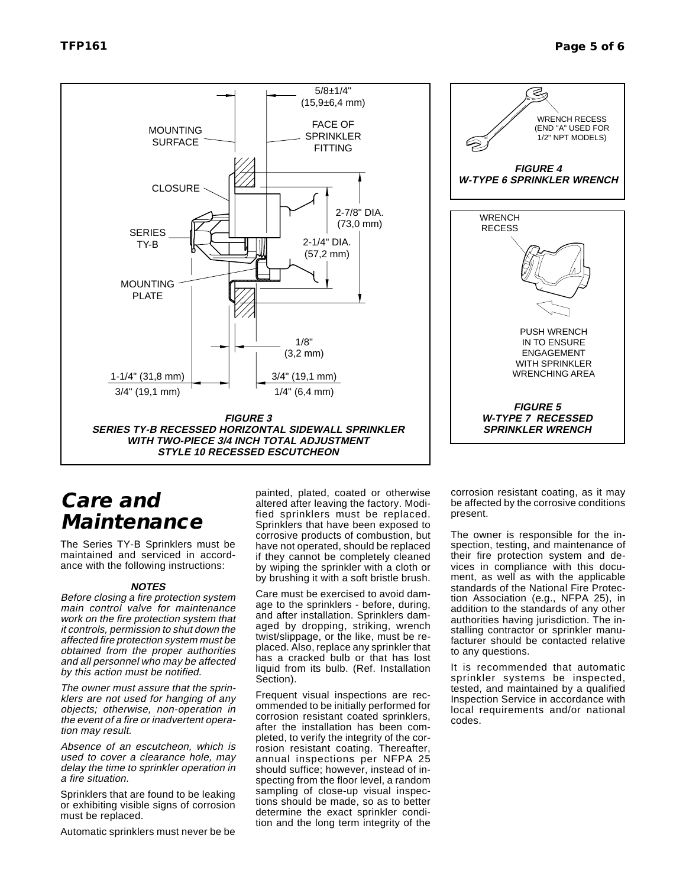FIGURE 3
SERIES TY-B RECESSED HORIZONTAL SIDEWALL SPRINKLER
WITH TWO-PIECE 3/4 INCH TOTAL ADJUSTMENT
STYLE 10 RECESSED ESCUTCHEON

FIGURE 4
W-TYPE 6 SPRINKLER WRENCH

FIGURE 5
W-TYPE 7 RECESSED
SPRINKLER WRENCH

# Care and Maintenance

The Series TY-B Sprinklers must be maintained and serviced in accordance with the following instructions:

**NOTES**

*Before closing a fire protection system main control valve for maintenance work on the fire protection system that it controls, permission to shut down the affected fire protection system must be obtained from the proper authorities and all personnel who may be affected by this action must be notified.*

*The owner must assure that the sprinklers are not used for hanging of any objects; otherwise, non-operation in the event of a fire or inadvertent operation may result.*

*Absence of an escutcheon, which is used to cover a clearance hole, may delay the time to sprinkler operation in a fire situation.*

Sprinklers that are found to be leaking or exhibiting visible signs of corrosion must be replaced.

Automatic sprinklers must never be be painted, plated, coated or otherwise altered after leaving the factory. Modified sprinklers must be replaced. Sprinklers that have been exposed to corrosive products of combustion, but have not operated, should be replaced if they cannot be completely cleaned by wiping the sprinkler with a cloth or by brushing it with a soft bristle brush.

Care must be exercised to avoid damage to the sprinklers - before, during, and after installation. Sprinklers damaged by dropping, striking, wrench twist/slippage, or the like, must be replaced. Also, replace any sprinkler that has a cracked bulb or that has lost liquid from its bulb. (Ref. Installation Section).

Frequent visual inspections are recommended to be initially performed for corrosion resistant coated sprinklers, after the installation has been completed, to verify the integrity of the corrosion resistant coating. Thereafter, annual inspections per NFPA 25 should suffice; however, instead of inspecting from the floor level, a random sampling of close-up visual inspections should be made, so as to better determine the exact sprinkler condition and the long term integrity of the corrosion resistant coating, as it may be affected by the corrosive conditions present.

The owner is responsible for the inspection, testing, and maintenance of their fire protection system and devices in compliance with this document, as well as with the applicable standards of the National Fire Protection Association (e.g., NFPA 25), in addition to the standards of any other authorities having jurisdiction. The installing contractor or sprinkler manufacturer should be contacted relative to any questions.

It is recommended that automatic sprinkler systems be inspected, tested, and maintained by a qualified Inspection Service in accordance with local requirements and/or national codes.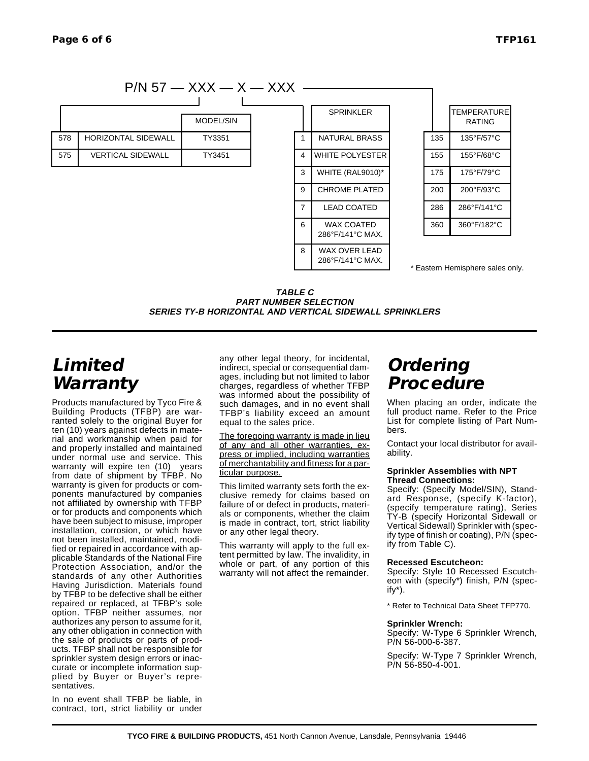P/N 57 — XXX — X — XXX

| | | MODEL/SIN |
|---|---|---|
| 578 | HORIZONTAL SIDEWALL | TY3351 |
| 575 | VERTICAL SIDEWALL | TY3451 |

| | SPRINKLER |
|---|---|
| 1 | NATURAL BRASS |
| 4 | WHITE POLYESTER |
| 3 | WHITE (RAL9010)* |
| 9 | CHROME PLATED |
| 7 | LEAD COATED |
| 6 | WAX COATED 286°F/141°C MAX. |
| 8 | WAX OVER LEAD 286°F/141°C MAX. |

| | TEMPERATURE RATING |
|---|---|
| 135 | 135°F/57°C |
| 155 | 155°F/68°C |
| 175 | 175°F/79°C |
| 200 | 200°F/93°C |
| 286 | 286°F/141°C |
| 360 | 360°F/182°C |

\* Eastern Hemisphere sales only.

***TABLE C***
***PART NUMBER SELECTION***
***SERIES TY-B HORIZONTAL AND VERTICAL SIDEWALL SPRINKLERS***

# Limited Warranty

Products manufactured by Tyco Fire & Building Products (TFBP) are warranted solely to the original Buyer for ten (10) years against defects in material and workmanship when paid for and properly installed and maintained under normal use and service. This warranty will expire ten (10) years from date of shipment by TFBP. No warranty is given for products or components manufactured by companies not affiliated by ownership with TFBP or for products and components which have been subject to misuse, improper installation, corrosion, or which have not been installed, maintained, modified or repaired in accordance with applicable Standards of the National Fire Protection Association, and/or the standards of any other Authorities Having Jurisdiction. Materials found by TFBP to be defective shall be either repaired or replaced, at TFBP's sole option. TFBP neither assumes, nor authorizes any person to assume for it, any other obligation in connection with the sale of products or parts of products. TFBP shall not be responsible for sprinkler system design errors or inaccurate or incomplete information supplied by Buyer or Buyer's representatives.

In no event shall TFBP be liable, in contract, tort, strict liability or under any other legal theory, for incidental, indirect, special or consequential damages, including but not limited to labor charges, regardless of whether TFBP was informed about the possibility of such damages, and in no event shall TFBP's liability exceed an amount equal to the sales price.

The foregoing warranty is made in lieu of any and all other warranties, express or implied, including warranties of merchantability and fitness for a particular purpose.

This limited warranty sets forth the exclusive remedy for claims based on failure of or defect in products, materials or components, whether the claim is made in contract, tort, strict liability or any other legal theory.

This warranty will apply to the full extent permitted by law. The invalidity, in whole or part, of any portion of this warranty will not affect the remainder.

# Ordering Procedure

When placing an order, indicate the full product name. Refer to the Price List for complete listing of Part Numbers.

Contact your local distributor for availability.

**Sprinkler Assemblies with NPT Thread Connections:**
Specify: (Specify Model/SIN), Standard Response, (specify K-factor), (specify temperature rating), Series TY-B (specify Horizontal Sidewall or Vertical Sidewall) Sprinkler with (specify type of finish or coating), P/N (specify from Table C).

**Recessed Escutcheon:**
Specify: Style 10 Recessed Escutcheon with (specify*) finish, P/N (specify*).

\* Refer to Technical Data Sheet TFP770.

**Sprinkler Wrench:**
Specify: W-Type 6 Sprinkler Wrench, P/N 56-000-6-387.

Specify: W-Type 7 Sprinkler Wrench, P/N 56-850-4-001.

**TYCO FIRE & BUILDING PRODUCTS,** 451 North Cannon Avenue, Lansdale, Pennsylvania 19446